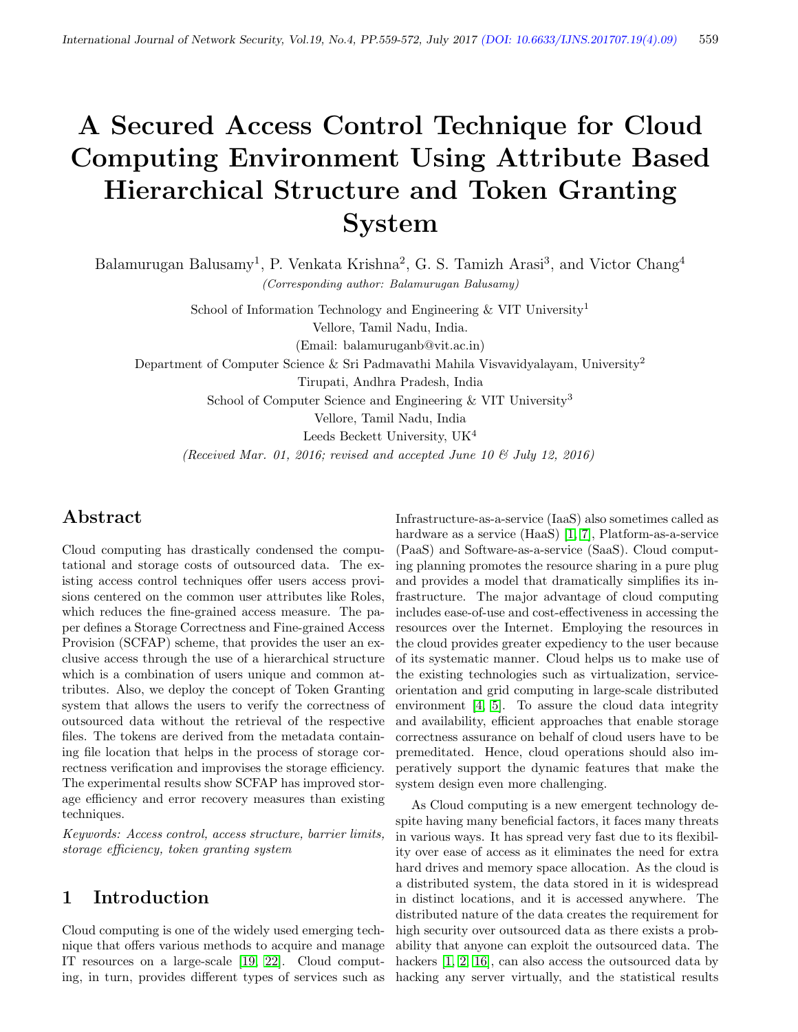# A Secured Access Control Technique for Cloud Computing Environment Using Attribute Based Hierarchical Structure and Token Granting System

Balamurugan Balusamy[1], P. Venkata Krishna[2], G. S. Tamizh Arasi[3], and Victor Chang[4]

*(Corresponding author: Balamurugan Balusamy)*

School of Information Technology and Engineering & VIT University[1]

Vellore, Tamil Nadu, India.

(Email: balamuruganb@vit.ac.in)

Department of Computer Science & Sri Padmavathi Mahila Visvavidyalayam, University[2]

Tirupati, Andhra Pradesh, India

School of Computer Science and Engineering & VIT University[3]

Vellore, Tamil Nadu, India

Leeds Beckett University, UK[4]

*(Received Mar. 01, 2016; revised and accepted June 10 & July 12, 2016)*

## Abstract

Cloud computing has drastically condensed the computational and storage costs of outsourced data. The existing access control techniques offer users access provisions centered on the common user attributes like Roles, which reduces the fine-grained access measure. The paper defines a Storage Correctness and Fine-grained Access Provision (SCFAP) scheme, that provides the user an exclusive access through the use of a hierarchical structure which is a combination of users unique and common attributes. Also, we deploy the concept of Token Granting system that allows the users to verify the correctness of outsourced data without the retrieval of the respective files. The tokens are derived from the metadata containing file location that helps in the process of storage correctness verification and improvises the storage efficiency. The experimental results show SCFAP has improved storage efficiency and error recovery measures than existing techniques.

*Keywords: Access control, access structure, barrier limits, storage efficiency, token granting system*

## 1 Introduction

Cloud computing is one of the widely used emerging technique that offers various methods to acquire and manage IT resources on a large-scale [19, 22]. Cloud computing, in turn, provides different types of services such as Infrastructure-as-a-service (IaaS) also sometimes called as hardware as a service (HaaS) [1, 7], Platform-as-a-service (PaaS) and Software-as-a-service (SaaS). Cloud computing planning promotes the resource sharing in a pure plug and provides a model that dramatically simplifies its infrastructure. The major advantage of cloud computing includes ease-of-use and cost-effectiveness in accessing the resources over the Internet. Employing the resources in the cloud provides greater expediency to the user because of its systematic manner. Cloud helps us to make use of the existing technologies such as virtualization, service-orientation and grid computing in large-scale distributed environment [4, 5]. To assure the cloud data integrity and availability, efficient approaches that enable storage correctness assurance on behalf of cloud users have to be premeditated. Hence, cloud operations should also imperatively support the dynamic features that make the system design even more challenging.

As Cloud computing is a new emergent technology despite having many beneficial factors, it faces many threats in various ways. It has spread very fast due to its flexibility over ease of access as it eliminates the need for extra hard drives and memory space allocation. As the cloud is a distributed system, the data stored in it is widespread in distinct locations, and it is accessed anywhere. The distributed nature of the data creates the requirement for high security over outsourced data as there exists a probability that anyone can exploit the outsourced data. The hackers [1, 2, 16], can also access the outsourced data by hacking any server virtually, and the statistical results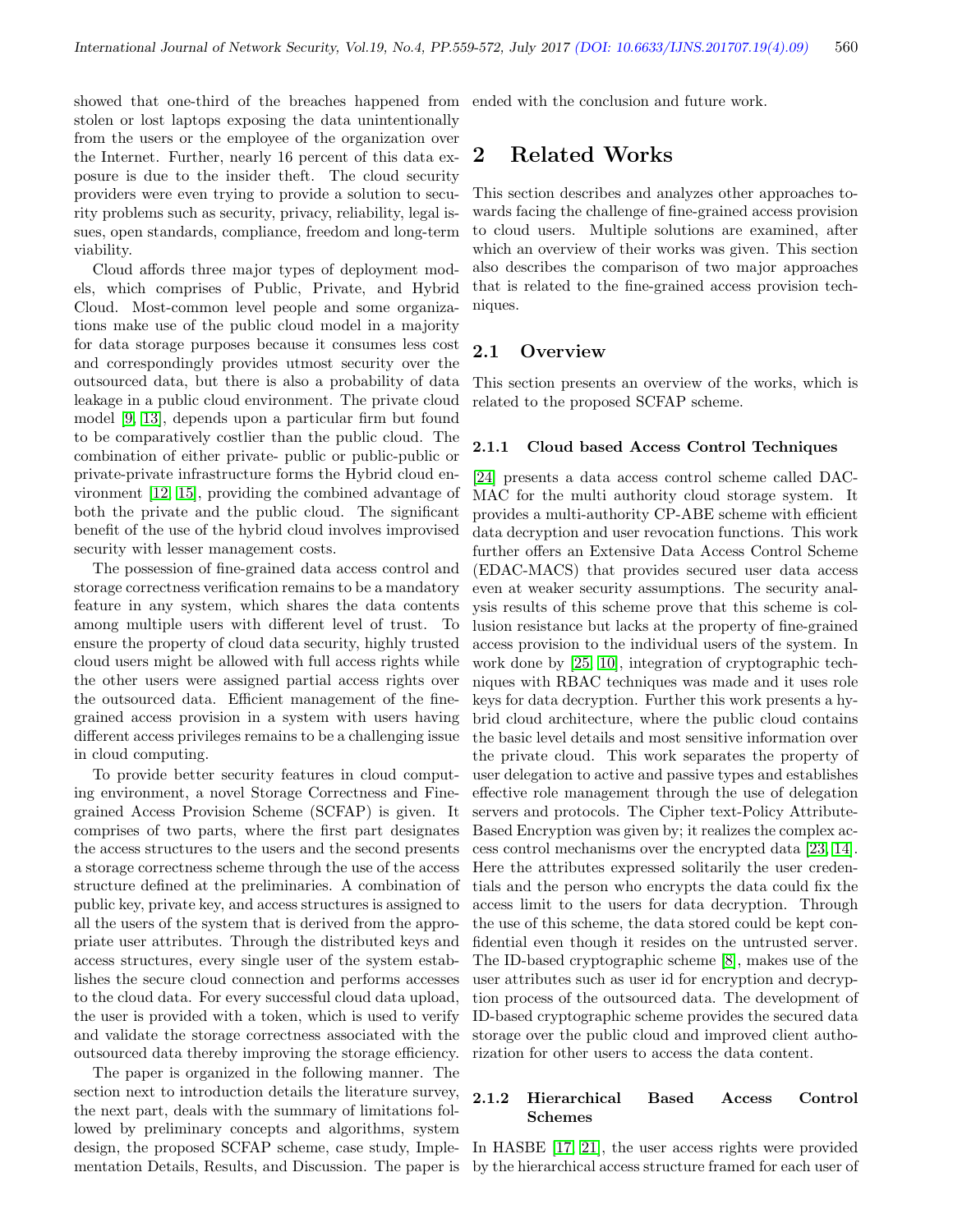showed that one-third of the breaches happened from stolen or lost laptops exposing the data unintentionally from the users or the employee of the organization over the Internet. Further, nearly 16 percent of this data exposure is due to the insider theft. The cloud security providers were even trying to provide a solution to security problems such as security, privacy, reliability, legal issues, open standards, compliance, freedom and long-term viability.

Cloud affords three major types of deployment models, which comprises of Public, Private, and Hybrid Cloud. Most-common level people and some organizations make use of the public cloud model in a majority for data storage purposes because it consumes less cost and correspondingly provides utmost security over the outsourced data, but there is also a probability of data leakage in a public cloud environment. The private cloud model [9, 13], depends upon a particular firm but found to be comparatively costlier than the public cloud. The combination of either private- public or public-public or private-private infrastructure forms the Hybrid cloud environment [12, 15], providing the combined advantage of both the private and the public cloud. The significant benefit of the use of the hybrid cloud involves improved security with lesser management costs.

The possession of fine-grained data access control and storage correctness verification remains to be a mandatory feature in any system, which shares the data contents among multiple users with different level of trust. To ensure the property of cloud data security, highly trusted cloud users might be allowed with full access rights while the other users were assigned partial access rights over the outsourced data. Efficient management of the fine-grained access provision in a system with users having different access privileges remains to be a challenging issue in cloud computing.

To provide better security features in cloud computing environment, a novel Storage Correctness and Fine-grained Access Provision Scheme (SCFAP) is given. It comprises of two parts, where the first part designates the access structures to the users and the second presents a storage correctness scheme through the use of the access structure defined at the preliminaries. A combination of public key, private key, and access structures is assigned to all the users of the system that is derived from the appropriate user attributes. Through the distributed keys and access structures, every single user of the system establishes the secure cloud connection and performs accesses to the cloud data. For every successful cloud data upload, the user is provided with a token, which is used to verify and validate the storage correctness associated with the outsourced data thereby improving the storage efficiency.

The paper is organized in the following manner. The section next to introduction details the literature survey, the next part, deals with the summary of limitations followed by preliminary concepts and algorithms, system design, the proposed SCFAP scheme, case study, Implementation Details, Results, and Discussion. The paper is ended with the conclusion and future work.

## 2 Related Works

This section describes and analyzes other approaches towards facing the challenge of fine-grained access provision to cloud users. Multiple solutions are examined, after which an overview of their works was given. This section also describes the comparison of two major approaches that is related to the fine-grained access provision techniques.

### 2.1 Overview

This section presents an overview of the works, which is related to the proposed SCFAP scheme.

#### 2.1.1 Cloud based Access Control Techniques

[24] presents a data access control scheme called DAC-MAC for the multi authority cloud storage system. It provides a multi-authority CP-ABE scheme with efficient data decryption and user revocation functions. This work further offers an Extensive Data Access Control Scheme (EDAC-MACS) that provides secured user data access even at weaker security assumptions. The security analysis results of this scheme prove that this scheme is collusion resistance but lacks at the property of fine-grained access provision to the individual users of the system. In work done by [25, 10], integration of cryptographic techniques with RBAC techniques was made and it uses role keys for data decryption. Further this work presents a hybrid cloud architecture, where the public cloud contains the basic level details and most sensitive information over the private cloud. This work separates the property of user delegation to active and passive types and establishes effective role management through the use of delegation servers and protocols. The Cipher text-Policy Attribute-Based Encryption was given by; it realizes the complex access control mechanisms over the encrypted data [23, 14]. Here the attributes expressed solitarily the user credentials and the person who encrypts the data could fix the access limit to the users for data decryption. Through the use of this scheme, the data stored could be kept confidential even though it resides on the untrusted server. The ID-based cryptographic scheme [8], makes use of the user attributes such as user id for encryption and decryption process of the outsourced data. The development of ID-based cryptographic scheme provides the secured data storage over the public cloud and improved client authorization for other users to access the data content.

#### 2.1.2 Hierarchical Based Access Control Schemes

In HASBE [17, 21], the user access rights were provided by the hierarchical access structure framed for each user of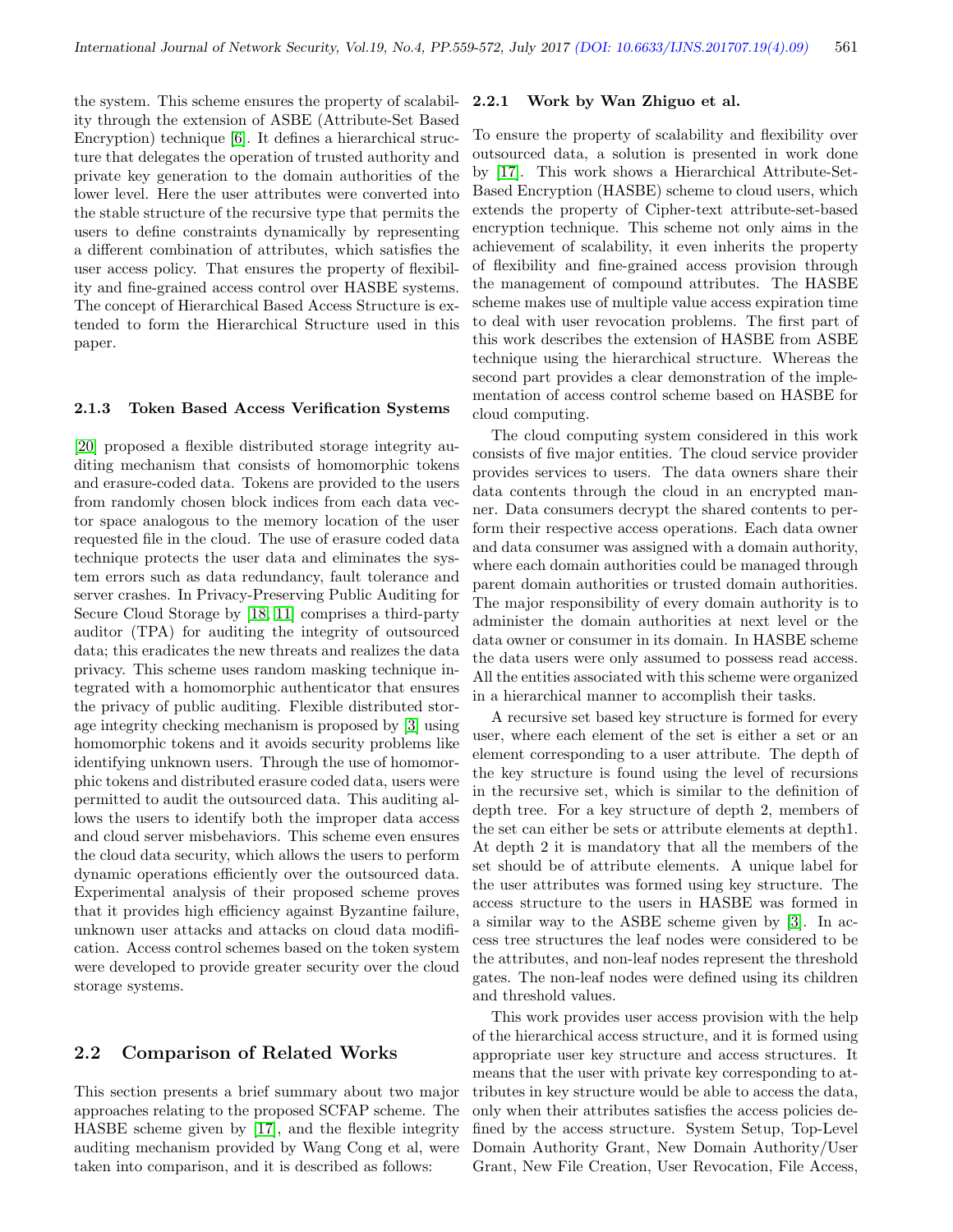the system. This scheme ensures the property of scalability through the extension of ASBE (Attribute-Set Based Encryption) technique [6]. It defines a hierarchical structure that delegates the operation of trusted authority and private key generation to the domain authorities of the lower level. Here the user attributes were converted into the stable structure of the recursive type that permits the users to define constraints dynamically by representing a different combination of attributes, which satisfies the user access policy. That ensures the property of flexibility and fine-grained access control over HASBE systems. The concept of Hierarchical Based Access Structure is extended to form the Hierarchical Structure used in this paper.

#### 2.1.3 Token Based Access Verification Systems

[20] proposed a flexible distributed storage integrity auditing mechanism that consists of homomorphic tokens and erasure-coded data. Tokens are provided to the users from randomly chosen block indices from each data vector space analogous to the memory location of the user requested file in the cloud. The use of erasure coded data technique protects the user data and eliminates the system errors such as data redundancy, fault tolerance and server crashes. In Privacy-Preserving Public Auditing for Secure Cloud Storage by [18, 11] comprises a third-party auditor (TPA) for auditing the integrity of outsourced data; this eradicates the new threats and realizes the data privacy. This scheme uses random masking technique integrated with a homomorphic authenticator that ensures the privacy of public auditing. Flexible distributed storage integrity checking mechanism is proposed by [3] using homomorphic tokens and it avoids security problems like identifying unknown users. Through the use of homomorphic tokens and distributed erasure coded data, users were permitted to audit the outsourced data. This auditing allows the users to identify both the improper data access and cloud server misbehaviors. This scheme even ensures the cloud data security, which allows the users to perform dynamic operations efficiently over the outsourced data. Experimental analysis of their proposed scheme proves that it provides high efficiency against Byzantine failure, unknown user attacks and attacks on cloud data modification. Access control schemes based on the token system were developed to provide greater security over the cloud storage systems.

## 2.2 Comparison of Related Works

This section presents a brief summary about two major approaches relating to the proposed SCFAP scheme. The HASBE scheme given by [17], and the flexible integrity auditing mechanism provided by Wang Cong et al, were taken into comparison, and it is described as follows:

#### 2.2.1 Work by Wan Zhiguo et al.

To ensure the property of scalability and flexibility over outsourced data, a solution is presented in work done by [17]. This work shows a Hierarchical Attribute-Set-Based Encryption (HASBE) scheme to cloud users, which extends the property of Cipher-text attribute-set-based encryption technique. This scheme not only aims in the achievement of scalability, it even inherits the property of flexibility and fine-grained access provision through the management of compound attributes. The HASBE scheme makes use of multiple value access expiration time to deal with user revocation problems. The first part of this work describes the extension of HASBE from ASBE technique using the hierarchical structure. Whereas the second part provides a clear demonstration of the implementation of access control scheme based on HASBE for cloud computing.

The cloud computing system considered in this work consists of five major entities. The cloud service provider provides services to users. The data owners share their data contents through the cloud in an encrypted manner. Data consumers decrypt the shared contents to perform their respective access operations. Each data owner and data consumer was assigned with a domain authority, where each domain authorities could be managed through parent domain authorities or trusted domain authorities. The major responsibility of every domain authority is to administer the domain authorities at next level or the data owner or consumer in its domain. In HASBE scheme the data users were only assumed to possess read access. All the entities associated with this scheme were organized in a hierarchical manner to accomplish their tasks.

A recursive set based key structure is formed for every user, where each element of the set is either a set or an element corresponding to a user attribute. The depth of the key structure is found using the level of recursions in the recursive set, which is similar to the definition of depth tree. For a key structure of depth 2, members of the set can either be sets or attribute elements at depth1. At depth 2 it is mandatory that all the members of the set should be of attribute elements. A unique label for the user attributes was formed using key structure. The access structure to the users in HASBE was formed in a similar way to the ASBE scheme given by [3]. In access tree structures the leaf nodes were considered to be the attributes, and non-leaf nodes represent the threshold gates. The non-leaf nodes were defined using its children and threshold values.

This work provides user access provision with the help of the hierarchical access structure, and it is formed using appropriate user key structure and access structures. It means that the user with private key corresponding to attributes in key structure would be able to access the data, only when their attributes satisfies the access policies defined by the access structure. System Setup, Top-Level Domain Authority Grant, New Domain Authority/User Grant, New File Creation, User Revocation, File Access,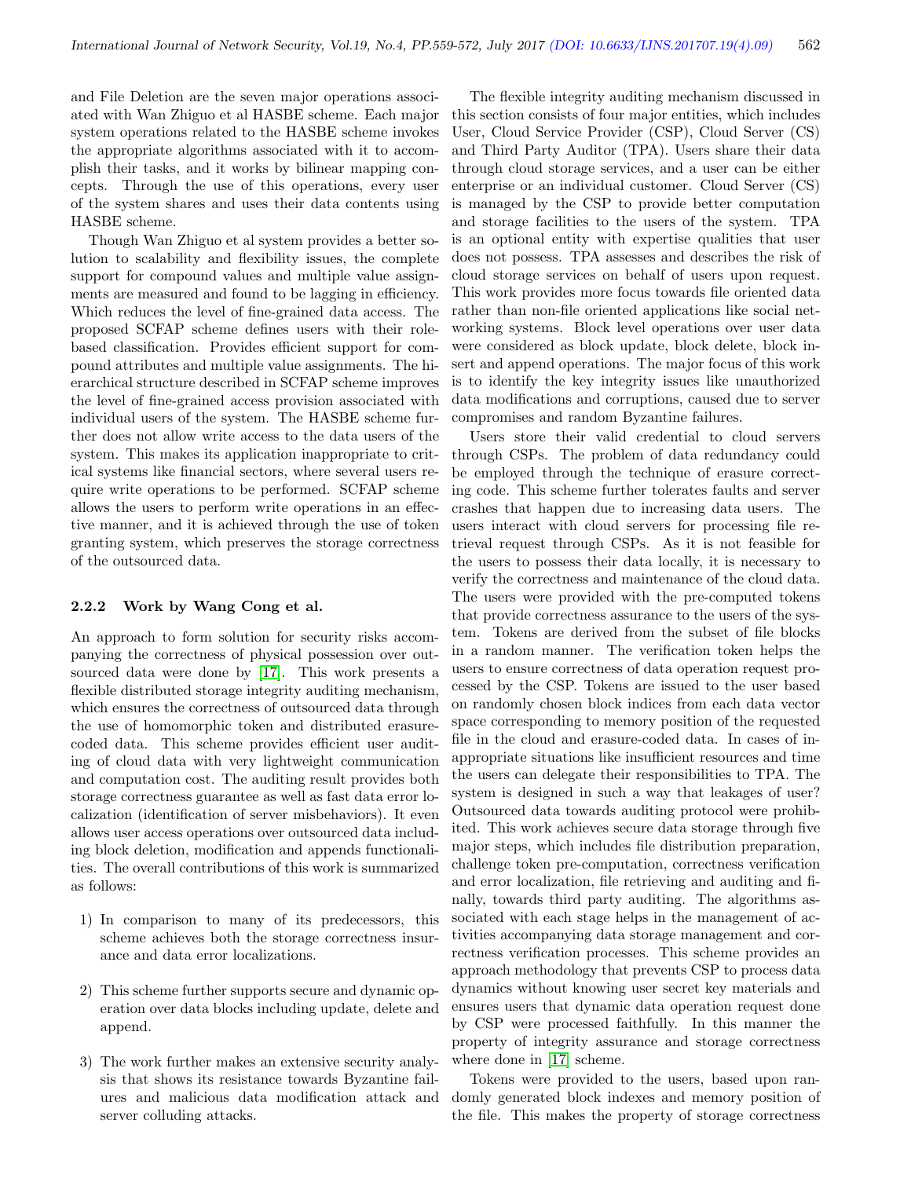and File Deletion are the seven major operations associated with Wan Zhiguo et al HASBE scheme. Each major system operations related to the HASBE scheme invokes the appropriate algorithms associated with it to accomplish their tasks, and it works by bilinear mapping concepts. Through the use of this operations, every user of the system shares and uses their data contents using HASBE scheme.

Though Wan Zhiguo et al system provides a better solution to scalability and flexibility issues, the complete support for compound values and multiple value assignments are measured and found to be lagging in efficiency. Which reduces the level of fine-grained data access. The proposed SCFAP scheme defines users with their role-based classification. Provides efficient support for compound attributes and multiple value assignments. The hierarchical structure described in SCFAP scheme improves the level of fine-grained access provision associated with individual users of the system. The HASBE scheme further does not allow write access to the data users of the system. This makes its application inappropriate to critical systems like financial sectors, where several users require write operations to be performed. SCFAP scheme allows the users to perform write operations in an effective manner, and it is achieved through the use of token granting system, which preserves the storage correctness of the outsourced data.

#### 2.2.2 Work by Wang Cong et al.

An approach to form solution for security risks accompanying the correctness of physical possession over outsourced data were done by [17]. This work presents a flexible distributed storage integrity auditing mechanism, which ensures the correctness of outsourced data through the use of homomorphic token and distributed erasure-coded data. This scheme provides efficient user auditing of cloud data with very lightweight communication and computation cost. The auditing result provides both storage correctness guarantee as well as fast data error localization (identification of server misbehaviors). It even allows user access operations over outsourced data including block deletion, modification and appends functionalities. The overall contributions of this work is summarized as follows:

1) In comparison to many of its predecessors, this scheme achieves both the storage correctness insurance and data error localizations.

2) This scheme further supports secure and dynamic operation over data blocks including update, delete and append.

3) The work further makes an extensive security analysis that shows its resistance towards Byzantine failures and malicious data modification attack and server colluding attacks.

The flexible integrity auditing mechanism discussed in this section consists of four major entities, which includes User, Cloud Service Provider (CSP), Cloud Server (CS) and Third Party Auditor (TPA). Users share their data through cloud storage services, and a user can be either enterprise or an individual customer. Cloud Server (CS) is managed by the CSP to provide better computation and storage facilities to the users of the system. TPA is an optional entity with expertise qualities that user does not possess. TPA assesses and describes the risk of cloud storage services on behalf of users upon request. This work provides more focus towards file oriented data rather than non-file oriented applications like social networking systems. Block level operations over user data were considered as block update, block delete, block insert and append operations. The major focus of this work is to identify the key integrity issues like unauthorized data modifications and corruptions, caused due to server compromises and random Byzantine failures.

Users store their valid credential to cloud servers through CSPs. The problem of data redundancy could be employed through the technique of erasure correcting code. This scheme further tolerates faults and server crashes that happen due to increasing data users. The users interact with cloud servers for processing file retrieval request through CSPs. As it is not feasible for the users to possess their data locally, it is necessary to verify the correctness and maintenance of the cloud data. The users were provided with the pre-computed tokens that provide correctness assurance to the users of the system. Tokens are derived from the subset of file blocks in a random manner. The verification token helps the users to ensure correctness of data operation request processed by the CSP. Tokens are issued to the user based on randomly chosen block indices from each data vector space corresponding to memory position of the requested file in the cloud and erasure-coded data. In cases of inappropriate situations like insufficient resources and time the users can delegate their responsibilities to TPA. The system is designed in such a way that leakages of user? Outsourced data towards auditing protocol were prohibited. This work achieves secure data storage through five major steps, which includes file distribution preparation, challenge token pre-computation, correctness verification and error localization, file retrieving and auditing and finally, towards third party auditing. The algorithms associated with each stage helps in the management of activities accompanying data storage management and correctness verification processes. This scheme provides an approach methodology that prevents CSP to process data dynamics without knowing user secret key materials and ensures users that dynamic data operation request done by CSP were processed faithfully. In this manner the property of integrity assurance and storage correctness where done in [17] scheme.

Tokens were provided to the users, based upon randomly generated block indexes and memory position of the file. This makes the property of storage correctness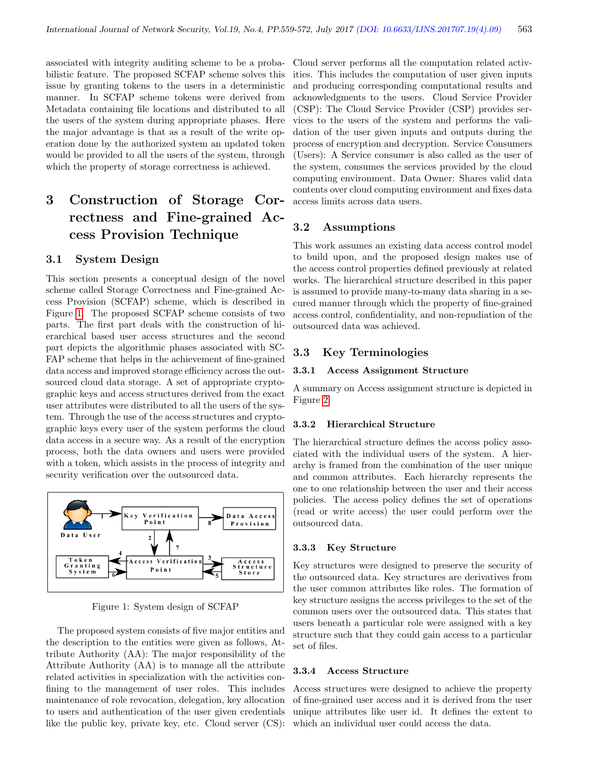associated with integrity auditing scheme to be a probabilistic feature. The proposed SCFAP scheme solves this issue by granting tokens to the users in a deterministic manner. In SCFAP scheme tokens were derived from Metadata containing file locations and distributed to all the users of the system during appropriate phases. Here the major advantage is that as a result of the write operation done by the authorized system an updated token would be provided to all the users of the system, through which the property of storage correctness is achieved.

# 3 Construction of Storage Correctness and Fine-grained Access Provision Technique

## 3.1 System Design

This section presents a conceptual design of the novel scheme called Storage Correctness and Fine-grained Access Provision (SCFAP) scheme, which is described in Figure 1. The proposed SCFAP scheme consists of two parts. The first part deals with the construction of hierarchical based user access structures and the second part depicts the algorithmic phases associated with SCFAP scheme that helps in the achievement of fine-grained data access and improved storage efficiency across the outsourced cloud data storage. A set of appropriate cryptographic keys and access structures derived from the exact user attributes were distributed to all the users of the system. Through the use of the access structures and cryptographic keys every user of the system performs the cloud data access in a secure way. As a result of the encryption process, both the data owners and users were provided with a token, which assists in the process of integrity and security verification over the outsourced data.

Figure 1: System design of SCFAP

The proposed system consists of five major entities and the description to the entities were given as follows, Attribute Authority (AA): The major responsibility of the Attribute Authority (AA) is to manage all the attribute related activities in specialization with the activities confining to the management of user roles. This includes maintenance of role revocation, delegation, key allocation to users and authentication of the user given credentials like the public key, private key, etc. Cloud server (CS): Cloud server performs all the computation related activities. This includes the computation of user given inputs and producing corresponding computational results and acknowledgments to the users. Cloud Service Provider (CSP): The Cloud Service Provider (CSP) provides services to the users of the system and performs the validation of the user given inputs and outputs during the process of encryption and decryption. Service Consumers (Users): A Service consumer is also called as the user of the system, consumes the services provided by the cloud computing environment. Data Owner: Shares valid data contents over cloud computing environment and fixes data access limits across data users.

## 3.2 Assumptions

This work assumes an existing data access control model to build upon, and the proposed design makes use of the access control properties defined previously at related works. The hierarchical structure described in this paper is assumed to provide many-to-many data sharing in a secured manner through which the property of fine-grained access control, confidentiality, and non-repudiation of the outsourced data was achieved.

## 3.3 Key Terminologies

### 3.3.1 Access Assignment Structure

A summary on Access assignment structure is depicted in Figure 2.

### 3.3.2 Hierarchical Structure

The hierarchical structure defines the access policy associated with the individual users of the system. A hierarchy is framed from the combination of the user unique and common attributes. Each hierarchy represents the one to one relationship between the user and their access policies. The access policy defines the set of operations (read or write access) the user could perform over the outsourced data.

### 3.3.3 Key Structure

Key structures were designed to preserve the security of the outsourced data. Key structures are derivatives from the user common attributes like roles. The formation of key structure assigns the access privileges to the set of the common users over the outsourced data. This states that users beneath a particular role were assigned with a key structure such that they could gain access to a particular set of files.

### 3.3.4 Access Structure

Access structures were designed to achieve the property of fine-grained user access and it is derived from the user unique attributes like user id. It defines the extent to which an individual user could access the data.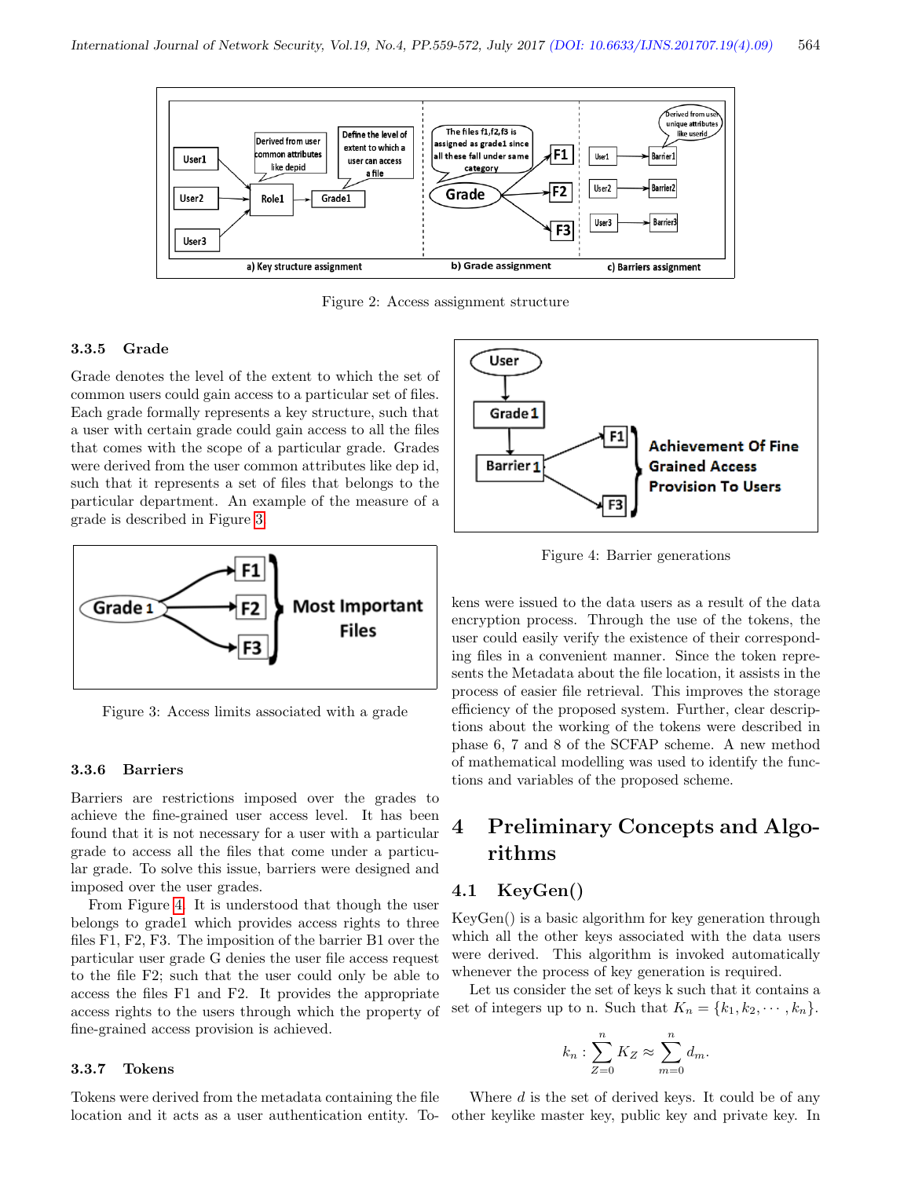Figure 2: Access assignment structure

### 3.3.5 Grade

Grade denotes the level of the extent to which the set of common users could gain access to a particular set of files. Each grade formally represents a key structure, such that a user with certain grade could gain access to all the files that comes with the scope of a particular grade. Grades were derived from the user common attributes like dep id, such that it represents a set of files that belongs to the particular department. An example of the measure of a grade is described in Figure 3.

Figure 3: Access limits associated with a grade

### 3.3.6 Barriers

Barriers are restrictions imposed over the grades to achieve the fine-grained user access level. It has been found that it is not necessary for a user with a particular grade to access all the files that come under a particular grade. To solve this issue, barriers were designed and imposed over the grades.

From Figure 4. It is understood that though the user belongs to grade1 which provides access rights to three files F1, F2, F3. The imposition of the barrier B1 over the particular user grade G denies the user file access request to the file F2; such that the user could only be able to access the files F1 and F2. It provides the appropriate access rights to the users through which the property of fine-grained access provision is achieved.

### 3.3.7 Tokens

Tokens were derived from the metadata containing the file location and it acts as a user authentication entity. Tokens were issued to the data users as a result of the data encryption process. Through the use of the tokens, the user could easily verify the existence of their corresponding files in a convenient manner. Since the token represents the Metadata about the file location, it assists in the process of easier file retrieval. This improves the storage efficiency of the proposed system. Further, clear descriptions about the working of the tokens were described in phase 6, 7 and 8 of the SCFAP scheme. A new method of mathematical modelling was used to identify the functions and variables of the proposed scheme.

Figure 4: Barrier generations

# 4 Preliminary Concepts and Algorithms

## 4.1 KeyGen()

KeyGen() is a basic algorithm for key generation through which all the other keys associated with the data users were derived. This algorithm is invoked automatically whenever the process of key generation is required.

Let us consider the set of keys k such that it contains a set of integers up to n. Such that $K_n = \{k_1, k_2, \cdots, k_n\}$.

$$k_n : \sum_{Z=0}^{n} K_Z \approx \sum_{m=0}^{n} d_m.$$

Where $d$ is the set of derived keys. It could be of any other keylike master key, public key and private key. In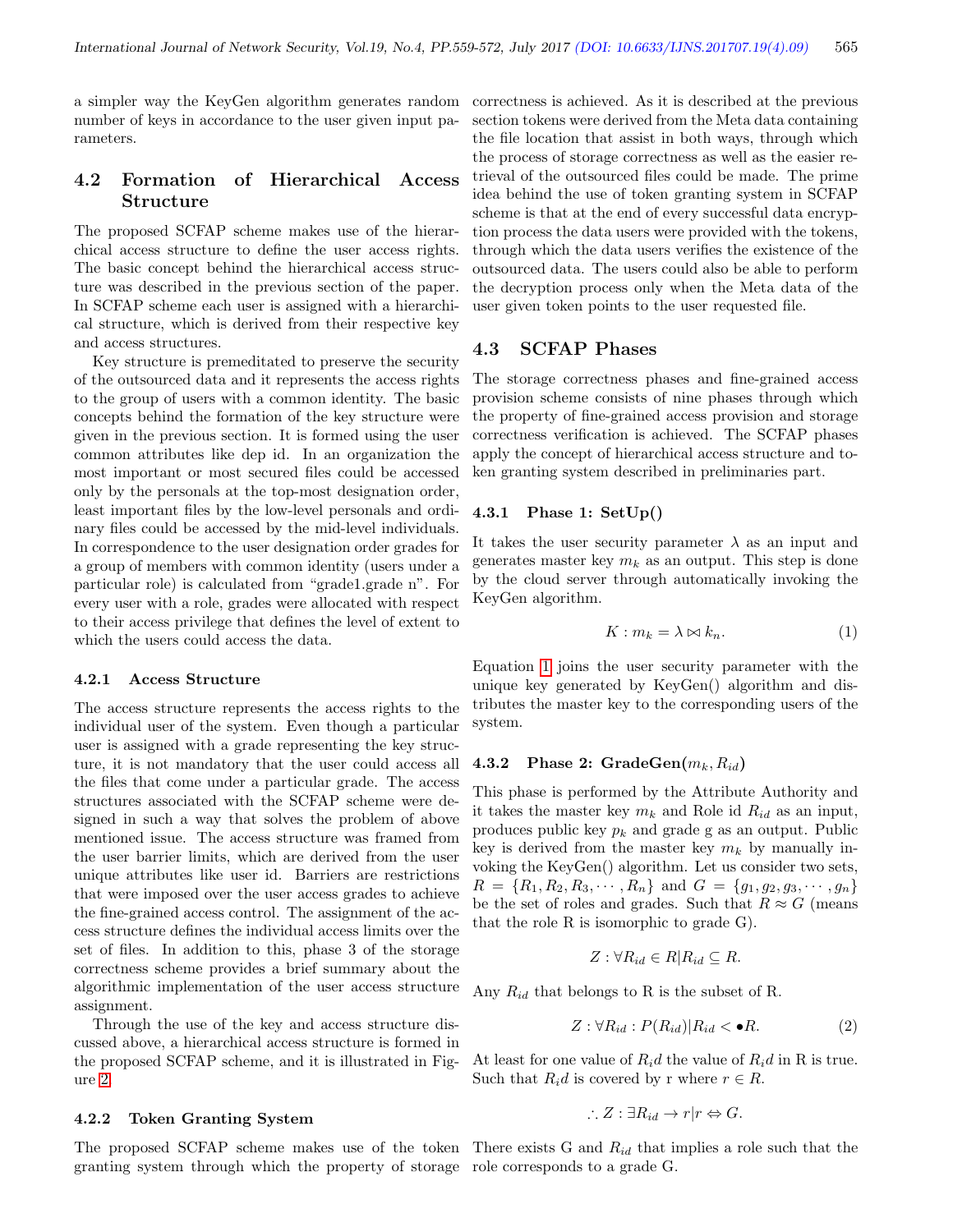a simpler way the KeyGen algorithm generates random number of keys in accordance to the user given input parameters.

### 4.2 Formation of Hierarchical Access Structure

The proposed SCFAP scheme makes use of the hierarchical access structure to define the user access rights. The basic concept behind the hierarchical access structure was described in the previous section of the paper. In SCFAP scheme each user is assigned with a hierarchical structure, which is derived from their respective key and access structures.

Key structure is premeditated to preserve the security of the outsourced data and it represents the access rights to the group of users with a common identity. The basic concepts behind the formation of the key structure were given in the previous section. It is formed using the user common attributes like dep id. In an organization the most important or most secured files could be accessed only by the personals at the top-most designation order, least important files by the low-level personals and ordinary files could be accessed by the mid-level individuals. In correspondence to the user designation order grades for a group of members with common identity (users under a particular role) is calculated from "grade1.grade n". For every user with a role, grades were allocated with respect to their access privilege that defines the level of extent to which the users could access the data.

#### 4.2.1 Access Structure

The access structure represents the access rights to the individual user of the system. Even though a particular user is assigned with a grade representing the key structure, it is not mandatory that the user could access all the files that come under a particular grade. The access structures associated with the SCFAP scheme were designed in such a way that solves the problem of above mentioned issue. The access structure was framed from the user barrier limits, which are derived from the user unique attributes like user id. Barriers are restrictions that were imposed over the user access grades to achieve the fine-grained access control. The assignment of the access structure defines the individual access limits over the set of files. In addition to this, phase 3 of the storage correctness scheme provides a brief summary about the algorithmic implementation of the user access structure assignment.

Through the use of the key and access structure discussed above, a hierarchical access structure is formed in the proposed SCFAP scheme, and it is illustrated in Figure 2.

#### 4.2.2 Token Granting System

The proposed SCFAP scheme makes use of the token granting system through which the property of storage correctness is achieved. As it is described at the previous section tokens were derived from the Meta data containing the file location that assist in both ways, through which the process of storage correctness as well as the easier retrieval of the outsourced files could be made. The prime idea behind the use of token granting system in SCFAP scheme is that at the end of every successful data encryption process the data users were provided with the tokens, through which the data users verifies the existence of the outsourced data. The users could also be able to perform the decryption process only when the Meta data of the user given token points to the user requested file.

### 4.3 SCFAP Phases

The storage correctness phases and fine-grained access provision scheme consists of nine phases through which the property of fine-grained access provision and storage correctness verification is achieved. The SCFAP phases apply the concept of hierarchical access structure and token granting system described in preliminaries part.

#### 4.3.1 Phase 1: SetUp()

It takes the user security parameter $\lambda$ as an input and generates master key $m_k$ as an output. This step is done by the cloud server through automatically invoking the KeyGen algorithm.

$$K : m_k = \lambda \bowtie k_n. \tag{1}$$

Equation 1 joins the user security parameter with the unique key generated by KeyGen() algorithm and distributes the master key to the corresponding users of the system.

#### 4.3.2 Phase 2: GradeGen($m_k, R_{id}$)

This phase is performed by the Attribute Authority and it takes the master key $m_k$ and Role id $R_{id}$ as an input, produces public key $p_k$ and grade g as an output. Public key is derived from the master key $m_k$ by manually invoking the KeyGen() algorithm. Let us consider two sets, $R = \{R_1, R_2, R_3, \cdots, R_n\}$ and $G = \{g_1, g_2, g_3, \cdots, g_n\}$ be the set of roles and grades. Such that $R \approx G$ (means that the role R is isomorphic to grade G).

$$Z : \forall R_{id} \in R | R_{id} \subseteq R.$$

Any $R_{id}$ that belongs to R is the subset of R.

$$Z : \forall R_{id} : P(R_{id}) | R_{id} < \bullet R. \tag{2}$$

At least for one value of $R_id$ the value of $R_id$ in R is true. Such that $R_id$ is covered by r where $r \in R$.

$$\therefore Z : \exists R_{id} \rightarrow r | r \Leftrightarrow G.$$

There exists G and $R_{id}$ that implies a role such that the role corresponds to a grade G.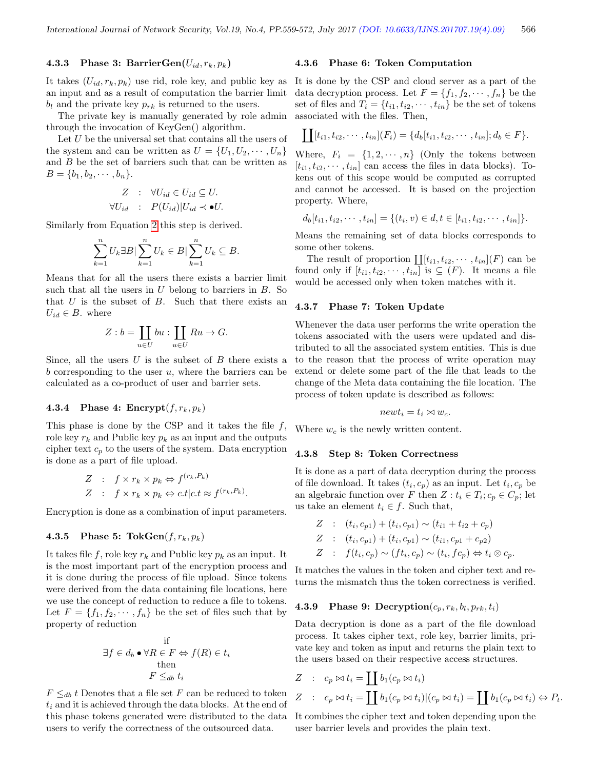#### 4.3.3 Phase 3: BarrierGen($U_{id}, r_k, p_k$)

It takes $(U_{id}, r_k, p_k)$ use rid, role key, and public key as an input and as a result of computation the barrier limit $b_l$ and the private key $p_{rk}$ is returned to the users.

The private key is manually generated by role admin through the invocation of KeyGen() algorithm.

Let $U$ be the universal set that contains all the users of the system and can be written as $U = \{U_1, U_2, \cdots, U_n\}$ and $B$ be the set of barriers such that can be written as $B = \{b_1, b_2, \cdots, b_n\}$.

$$\begin{aligned} Z &: \forall U_{id} \in U_{id} \subseteq U. \\ \forall U_{id} &: P(U_{id})|U_{id} \prec \bullet U. \end{aligned}$$

Similarly from Equation 2 this step is derived.

$$\sum_{k=1}^{n} U_k \exists B | \sum_{k=1}^{n} U_k \in B | \sum_{k=1}^{n} U_k \subseteq B.$$

Means that for all the users there exists a barrier limit such that all the users in $U$ belong to barriers in $B$. So that $U$ is the subset of $B$. Such that there exists an $U_{id} \in B$. where

$$Z : b = \coprod_{u \in U} bu : \coprod_{u \in U} Ru \rightarrow G.$$

Since, all the users $U$ is the subset of $B$ there exists a $b$ corresponding to the user $u$, where the barriers can be calculated as a co-product of user and barrier sets.

#### 4.3.4 Phase 4: Encrypt($f, r_k, p_k$)

This phase is done by the CSP and it takes the file $f$, role key $r_k$ and Public key $p_k$ as an input and the outputs cipher text $c_p$ to the users of the system. Data encryption is done as a part of file upload.

$$\begin{aligned} Z &: f \times r_k \times p_k \Leftrightarrow f^{(r_k, P_k)} \\ Z &: f \times r_k \times p_k \Leftrightarrow c.t | c.t \approx f^{(r_k, P_k)}. \end{aligned}$$

Encryption is done as a combination of input parameters.

#### 4.3.5 Phase 5: TokGen($f, r_k, p_k$)

It takes file $f$, role key $r_k$ and Public key $p_k$ as an input. It is the most important part of the encryption process and it is done during the process of file upload. Since tokens were derived from the data containing file locations, here we use the concept of reduction to reduce a file to tokens. Let $F = \{f_1, f_2, \cdots, f_n\}$ be the set of files such that by property of reduction

$$\begin{gathered} \text{if} \\ \exists f \in d_b \bullet \forall R \in F \Leftrightarrow f(R) \in t_i \\ \text{then} \\ F \leq_{db} t_i \end{gathered}$$

$F \leq_{db} t$ Denotes that a file set $F$ can be reduced to token $t_i$ and it is achieved through the data blocks. At the end of this phase tokens generated were distributed to the data users to verify the correctness of the outsourced data.

#### 4.3.6 Phase 6: Token Computation

It is done by the CSP and cloud server as a part of the data decryption process. Let $F = \{f_1, f_2, \cdots, f_n\}$ be the set of files and $T_i = \{t_{i1}, t_{i2}, \cdots, t_{in}\}$ be the set of tokens associated with the files. Then,

$$\coprod [t_{i1}, t_{i2}, \cdots, t_{in}](F_i) = \{d_b[t_{i1}, t_{i2}, \cdots, t_{in}]; d_b \in F\}.$$

Where, $F_i = \{1, 2, \cdots, n\}$ (Only the tokens between $[t_{i1}, t_{i2}, \cdots, t_{in}]$ can access the files in data blocks). Tokens out of this scope would be computed as corrupted and cannot be accessed. It is based on the projection property. Where,

$$d_b[t_{i1}, t_{i2}, \cdots, t_{in}] = \{(t_i, v) \in d, t \in [t_{i1}, t_{i2}, \cdots, t_{in}]\}.$$

Means the remaining set of data blocks corresponds to some other tokens.

The result of proportion $\coprod[t_{i1}, t_{i2}, \cdots, t_{in}](F)$ can be found only if $[t_{i1}, t_{i2}, \cdots, t_{in}]$ is $\subseteq (F)$. It means a file would be accessed only when token matches with it.

#### 4.3.7 Phase 7: Token Update

Whenever the data user performs the write operation the tokens associated with the users were updated and distributed to all the associated system entities. This is due to the reason that the process of write operation may extend or delete some part of the file that leads to the change of the Meta data containing the file location. The process of token update is described as follows:

$$newt_i = t_i \bowtie w_c.$$

Where $w_c$ is the newly written content.

#### 4.3.8 Step 8: Token Correctness

It is done as a part of data decryption during the process of file download. It takes $(t_i, c_p)$ as an input. Let $t_i, c_p$ be an algebraic function over $F$ then $Z : t_i \in T_i; c_p \in C_p$; let us take an element $t_i \in f$. Such that,

$$\begin{aligned} Z &: (t_i, c_{p1}) + (t_i, c_{p1}) \sim (t_{i1} + t_{i2} + c_p) \\ Z &: (t_i, c_{p1}) + (t_i, c_{p1}) \sim (t_{i1}, c_{p1} + c_{p2}) \\ Z &: f(t_i, c_p) \sim (ft_i, c_p) \sim (t_i, fc_p) \Leftrightarrow t_i \otimes c_p. \end{aligned}$$

It matches the values in the token and cipher text and returns the mismatch thus the token correctness is verified.

#### 4.3.9 Phase 9: Decryption($c_p, r_k, b_l, p_{rk}, t_i$)

Data decryption is done as a part of the file download process. It takes cipher text, role key, barrier limits, private key and token as input and returns the plain text to the users based on their respective access structures.

$$\begin{aligned} Z &: c_p \bowtie t_i = \coprod b_1(c_p \bowtie t_i) \\ Z &: c_p \bowtie t_i = \coprod b_1(c_p \bowtie t_i)|(c_p \bowtie t_i) = \coprod b_1(c_p \bowtie t_i) \Leftrightarrow P_t. \end{aligned}$$

It combines the cipher text and token depending upon the user barrier levels and provides the plain text.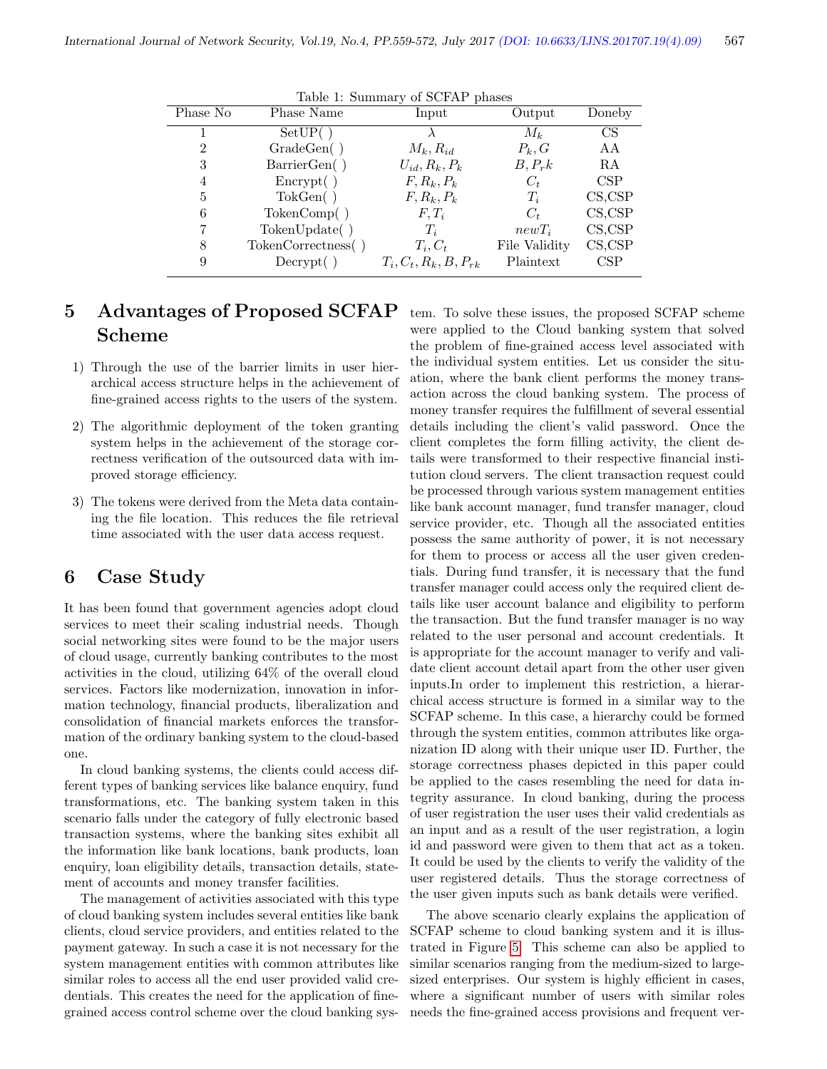Table 1: Summary of SCFAP phases

| Phase No | Phase Name | Input | Output | Doneby |
|---|---|---|---|---|
| 1 | SetUP( ) | $\lambda$ | $M_k$ | CS |
| 2 | GradeGen( ) | $M_k, R_{id}$ | $P_k, G$ | AA |
| 3 | BarrierGen( ) | $U_{id}, R_k, P_k$ | $B, P_rk$ | RA |
| 4 | Encrypt( ) | $F, R_k, P_k$ | $C_t$ | CSP |
| 5 | TokGen( ) | $F, R_k, P_k$ | $T_i$ | CS,CSP |
| 6 | TokenComp( ) | $F, T_i$ | $C_t$ | CS,CSP |
| 7 | TokenUpdate( ) | $T_i$ | $newT_i$ | CS,CSP |
| 8 | TokenCorrectness( ) | $T_i, C_t$ | File Validity | CS,CSP |
| 9 | Decrypt( ) | $T_i, C_t, R_k, B, P_{rk}$ | Plaintext | CSP |

# 5 Advantages of Proposed SCFAP Scheme

1) Through the use of the barrier limits in user hierarchical access structure helps in the achievement of fine-grained access rights to the users of the system.

2) The algorithmic deployment of the token granting system helps in the achievement of the storage correctness verification of the outsourced data with improved storage efficiency.

3) The tokens were derived from the Meta data containing the file location. This reduces the file retrieval time associated with the user data access request.

# 6 Case Study

It has been found that government agencies adopt cloud services to meet their scaling industrial needs. Though social networking sites were found to be the major users of cloud usage, currently banking contributes to the most activities in the cloud, utilizing 64% of the overall cloud services. Factors like modernization, innovation in information technology, financial products, liberalization and consolidation of financial markets enforces the transformation of the ordinary banking system to the cloud-based one.

In cloud banking systems, the clients could access different types of banking services like balance enquiry, fund transformations, etc. The banking system taken in this scenario falls under the category of fully electronic based transaction systems, where the banking sites exhibit all the information like bank locations, bank products, loan enquiry, loan eligibility details, transaction details, statement of accounts and money transfer facilities.

The management of activities associated with this type of cloud banking system includes several entities like bank clients, cloud service providers, and entities related to the payment gateway. In such a case it is not necessary for the system management entities with common attributes like similar roles to access all the end user provided valid credentials. This creates the need for the application of fine-grained access control scheme over the cloud banking system. To solve these issues, the proposed SCFAP scheme were applied to the Cloud banking system that solved the problem of fine-grained access level associated with the individual system entities. Let us consider the situation, where the bank client performs the money transaction across the cloud banking system. The process of money transfer requires the fulfillment of several essential details including the client's valid password. Once the client completes the form filling activity, the client details were transformed to their respective financial institution cloud servers. The client transaction request could be processed through various system management entities like bank account manager, fund transfer manager, cloud service provider, etc. Though all the associated entities possess the same authority of power, it is not necessary for them to process or access all the user given credentials. During fund transfer, it is necessary that the fund transfer manager could access only the required client details like user account balance and eligibility to perform the transaction. But the fund transfer manager is no way related to the user personal and account credentials. It is appropriate for the account manager to verify and validate client account detail apart from the other user given inputs.In order to implement this restriction, a hierarchical access structure is formed in a similar way to the SCFAP scheme. In this case, a hierarchy could be formed through the system entities, common attributes like organization ID along with their unique user ID. Further, the storage correctness phases depicted in this paper could be applied to the cases resembling the need for data integrity assurance. In cloud banking, during the process of user registration the user uses their valid credentials as an input and as a result of the user registration, a login id and password were given to them that act as a token. It could be used by the clients to verify the validity of the user registered details. Thus the storage correctness of the user given inputs such as bank details were verified.

The above scenario clearly explains the application of SCFAP scheme to cloud banking system and it is illustrated in Figure 5. This scheme can also be applied to similar scenarios ranging from the medium-sized to large-sized enterprises. Our system is highly efficient in cases, where a significant number of users with similar roles needs the fine-grained access provisions and frequent ver-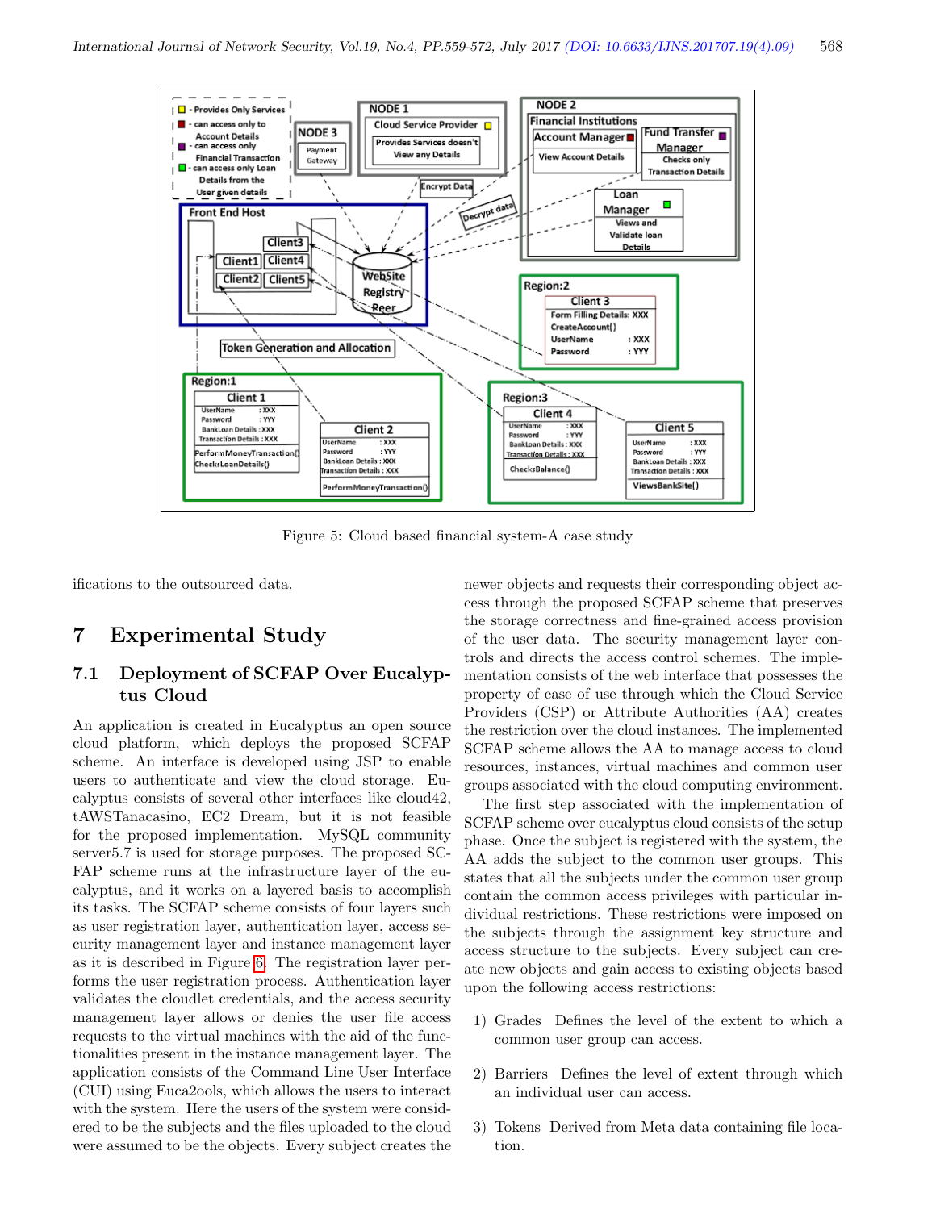Figure 5: Cloud based financial system-A case study

ifications to the outsourced data.

## 7 Experimental Study

### 7.1 Deployment of SCFAP Over Eucalyptus Cloud

An application is created in Eucalyptus an open source cloud platform, which deploys the proposed SCFAP scheme. An interface is developed using JSP to enable users to authenticate and view the cloud storage. Eucalyptus consists of several other interfaces like cloud42, tAWSTanacasino, EC2 Dream, but it is not feasible for the proposed implementation. MySQL community server5.7 is used for storage purposes. The proposed SCFAP scheme runs at the infrastructure layer of the eucalyptus, and it works on a layered basis to accomplish its tasks. The SCFAP scheme consists of four layers such as user registration layer, authentication layer, access security management layer and instance management layer as it is described in Figure 6. The registration layer performs the user registration process. Authentication layer validates the cloudlet credentials, and the access security management layer allows or denies the user file access requests to the virtual machines with the aid of the functionalities present in the instance management layer. The application consists of the Command Line User Interface (CUI) using Euca2ools, which allows the users to interact with the system. Here the users of the system were considered to be the subjects and the files uploaded to the cloud were assumed to be the objects. Every subject creates the newer objects and requests their corresponding object access through the proposed SCFAP scheme that preserves the storage correctness and fine-grained access provision of the user data. The security management layer controls and directs the access control schemes. The implementation consists of the web interface that possesses the property of ease of use through which the Cloud Service Providers (CSP) or Attribute Authorities (AA) creates the restriction over the cloud instances. The implemented SCFAP scheme allows the AA to manage access to cloud resources, instances, virtual machines and common user groups associated with the cloud computing environment.

The first step associated with the implementation of SCFAP scheme over eucalyptus cloud consists of the setup phase. Once the subject is registered with the system, the AA adds the subject to the common user groups. This states that all the subjects under the common user group contain the common access privileges with particular individual restrictions. These restrictions were imposed on the subjects through the assignment key structure and access structure to the subjects. Every subject can create new objects and gain access to existing objects based upon the following access restrictions:

1) Grades Defines the level of the extent to which a common user group can access.

2) Barriers Defines the level of extent through which an individual user can access.

3) Tokens Derived from Meta data containing file location.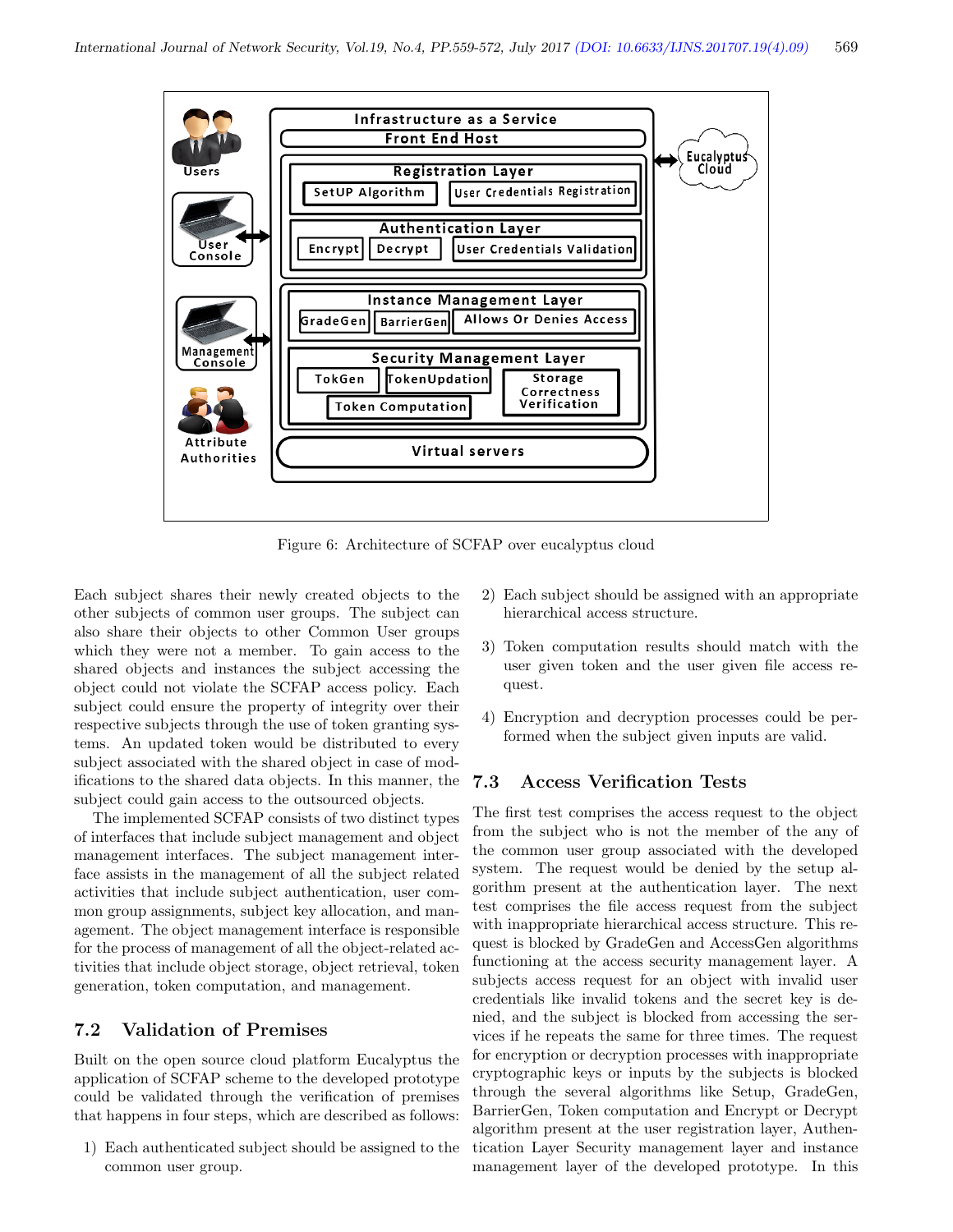Figure 6: Architecture of SCFAP over eucalyptus cloud

Each subject shares their newly created objects to the other subjects of common user groups. The subject can also share their objects to other Common User groups which they were not a member. To gain access to the shared objects and instances the subject accessing the object could not violate the SCFAP access policy. Each subject could ensure the property of integrity over their respective subjects through the use of token granting systems. An updated token would be distributed to every subject associated with the shared object in case of modifications to the shared data objects. In this manner, the subject could gain access to the outsourced objects.

The implemented SCFAP consists of two distinct types of interfaces that include subject management and object management interfaces. The subject management interface assists in the management of all the subject related activities that include subject authentication, user common group assignments, subject key allocation, and management. The object management interface is responsible for the process of management of all the object-related activities that include object storage, object retrieval, token generation, token computation, and management.

## 7.2 Validation of Premises

Built on the open source cloud platform Eucalyptus the application of SCFAP scheme to the developed prototype could be validated through the verification of premises that happens in four steps, which are described as follows:

1) Each authenticated subject should be assigned to the common user group.
2) Each subject should be assigned with an appropriate hierarchical access structure.
3) Token computation results should match with the user given token and the user given file access request.
4) Encryption and decryption processes could be performed when the subject given inputs are valid.

## 7.3 Access Verification Tests

The first test comprises the access request to the object from the subject who is not the member of the any of the common user group associated with the developed system. The request would be denied by the setup algorithm present at the authentication layer. The next test comprises the file access request from the subject with inappropriate hierarchical access structure. This request is blocked by GradeGen and AccessGen algorithms functioning at the access security management layer. A subjects access request for an object with invalid user credentials like invalid tokens and the secret key is denied, and the subject is blocked from accessing the services if he repeats the same for three times. The request for encryption or decryption processes with inappropriate cryptographic keys or inputs by the subjects is blocked through the several algorithms like Setup, GradeGen, BarrierGen, Token computation and Encrypt or Decrypt algorithm present at the user registration layer, Authentication Layer Security management layer and instance management layer of the developed prototype. In this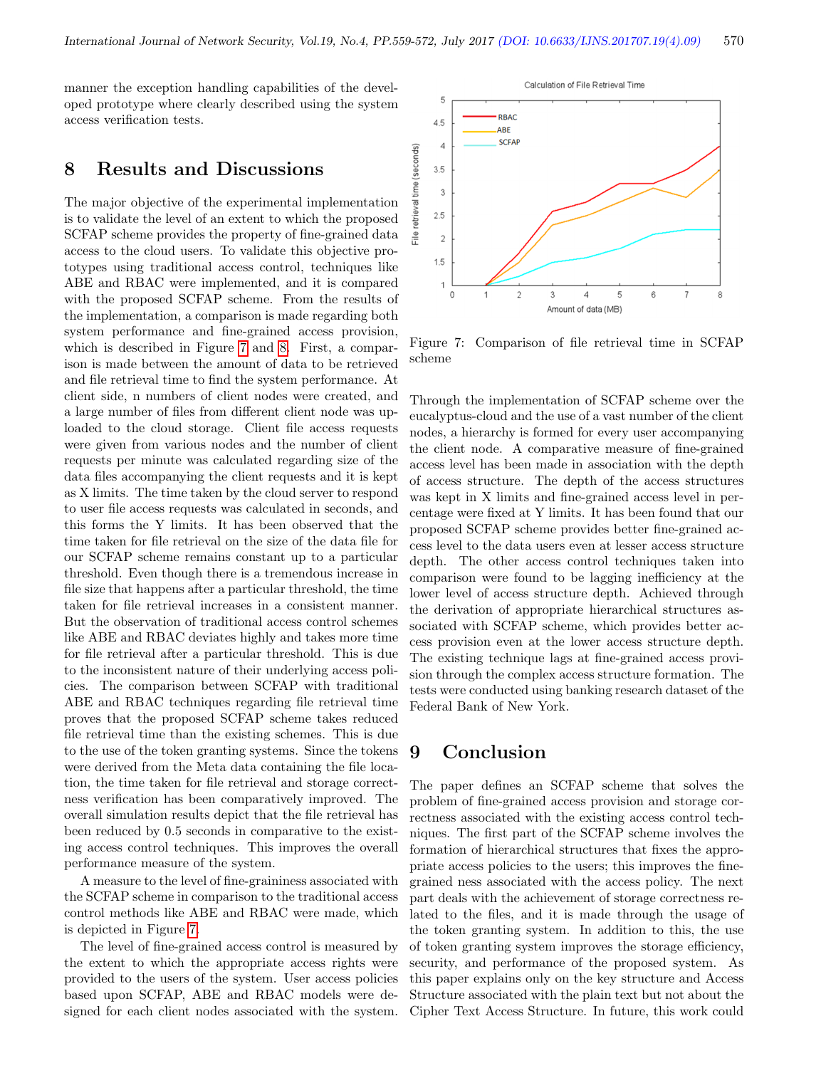manner the exception handling capabilities of the developed prototype where clearly described using the system access verification tests.

## 8 Results and Discussions

The major objective of the experimental implementation is to validate the level of an extent to which the proposed SCFAP scheme provides the property of fine-grained data access to the cloud users. To validate this objective prototypes using traditional access control, techniques like ABE and RBAC were implemented, and it is compared with the proposed SCFAP scheme. From the results of the implementation, a comparison is made regarding both system performance and fine-grained access provision, which is described in Figure 7 and 8. First, a comparison is made between the amount of data to be retrieved and file retrieval time to find the system performance. At client side, n numbers of client nodes were created, and a large number of files from different client node was uploaded to the cloud storage. Client file access requests were given from various nodes and the number of client requests per minute was calculated regarding size of the data files accompanying the client requests and it is kept as X limits. The time taken by the cloud server to respond to user file access requests was calculated in seconds, and this forms the Y limits. It has been observed that the time taken for file retrieval on the size of the data file for our SCFAP scheme remains constant up to a particular threshold. Even though there is a tremendous increase in file size that happens after a particular threshold, the time taken for file retrieval increases in a consistent manner. But the observation of traditional access control schemes like ABE and RBAC deviates highly and takes more time for file retrieval after a particular threshold. This is due to the inconsistent nature of their underlying access policies. The comparison between SCFAP with traditional ABE and RBAC techniques regarding file retrieval time proves that the proposed SCFAP scheme takes reduced file retrieval time than the existing schemes. This is due to the use of the token granting systems. Since the tokens were derived from the Meta data containing the file location, the time taken for file retrieval and storage correctness verification has been comparatively improved. The overall simulation results depict that the file retrieval has been reduced by 0.5 seconds in comparative to the existing access control techniques. This improves the overall performance measure of the system.

A measure to the level of fine-graininess associated with the SCFAP scheme in comparison to the traditional access control methods like ABE and RBAC were made, which is depicted in Figure 7.

The level of fine-grained access control is measured by the extent to which the appropriate access rights were provided to the users of the system. User access policies based upon SCFAP, ABE and RBAC models were designed for each client nodes associated with the system.

Figure 7: Comparison of file retrieval time in SCFAP scheme

Through the implementation of SCFAP scheme over the eucalyptus-cloud and the use of a vast number of the client nodes, a hierarchy is formed for every user accompanying the client node. A comparative measure of fine-grained access level has been made in association with the depth of access structure. The depth of the access structures was kept in X limits and fine-grained access level in percentage were fixed at Y limits. It has been found that our proposed SCFAP scheme provides better fine-grained access level to the data users even at lesser access structure depth. The other access control techniques taken into comparison were found to be lagging inefficiency at the lower level of access structure depth. Achieved through the derivation of appropriate hierarchical structures associated with SCFAP scheme, which provides better access provision even at the lower access structure depth. The existing technique lags at fine-grained access provision through the complex access structure formation. The tests were conducted using banking research dataset of the Federal Bank of New York.

## 9 Conclusion

The paper defines an SCFAP scheme that solves the problem of fine-grained access provision and storage correctness associated with the existing access control techniques. The first part of the SCFAP scheme involves the formation of hierarchical structures that fixes the appropriate access policies to the users; this improves the fine-grained ness associated with the access policy. The next part deals with the achievement of storage correctness related to the files, and it is made through the usage of the token granting system. In addition to this, the use of token granting system improves the storage efficiency, security, and performance of the proposed system. As this paper explains only on the key structure and Access Structure associated with the plain text but not about the Cipher Text Access Structure. In future, this work could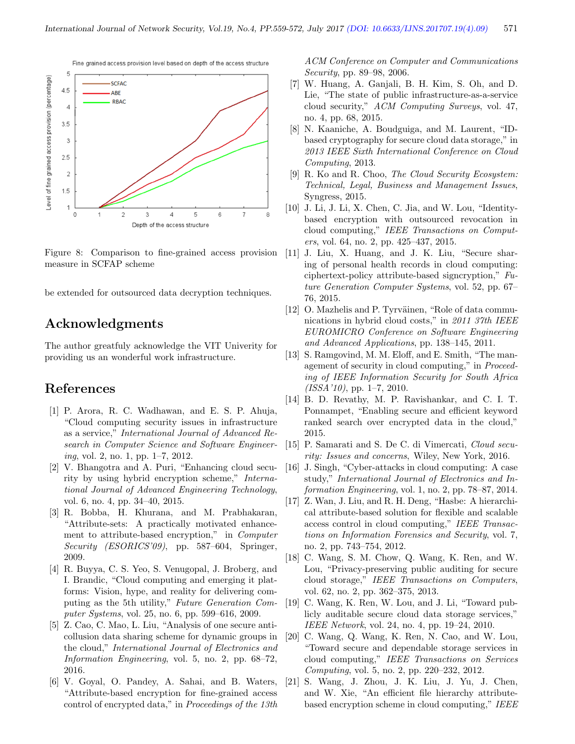Figure 8: Comparison to fine-grained access provision measure in SCFAP scheme

be extended for outsourced data decryption techniques.

## Acknowledgments

The author greatfuly acknowledge the VIT Univerity for providing us an wonderful work infrastructure.

## References

[1] P. Arora, R. C. Wadhawan, and E. S. P. Ahuja, "Cloud computing security issues in infrastructure as a service," *International Journal of Advanced Research in Computer Science and Software Engineering*, vol. 2, no. 1, pp. 1–7, 2012.

[2] V. Bhangotra and A. Puri, "Enhancing cloud security by using hybrid encryption scheme," *International Journal of Advanced Engineering Technology*, vol. 6, no. 4, pp. 34–40, 2015.

[3] R. Bobba, H. Khurana, and M. Prabhakaran, "Attribute-sets: A practically motivated enhancement to attribute-based encryption," in *Computer Security (ESORICS'09)*, pp. 587–604, Springer, 2009.

[4] R. Buyya, C. S. Yeo, S. Venugopal, J. Broberg, and I. Brandic, "Cloud computing and emerging it platforms: Vision, hype, and reality for delivering computing as the 5th utility," *Future Generation Computer Systems*, vol. 25, no. 6, pp. 599–616, 2009.

[5] Z. Cao, C. Mao, L. Liu, "Analysis of one secure anticollusion data sharing scheme for dynamic groups in the cloud," *International Journal of Electronics and Information Engineering*, vol. 5, no. 2, pp. 68–72, 2016.

[6] V. Goyal, O. Pandey, A. Sahai, and B. Waters, "Attribute-based encryption for fine-grained access control of encrypted data," in *Proceedings of the 13th ACM Conference on Computer and Communications Security*, pp. 89–98, 2006.

[7] W. Huang, A. Ganjali, B. H. Kim, S. Oh, and D. Lie, "The state of public infrastructure-as-a-service cloud security," *ACM Computing Surveys*, vol. 47, no. 4, pp. 68, 2015.

[8] N. Kaaniche, A. Boudguiga, and M. Laurent, "ID-based cryptography for secure cloud data storage," in *2013 IEEE Sixth International Conference on Cloud Computing*, 2013.

[9] R. Ko and R. Choo, *The Cloud Security Ecosystem: Technical, Legal, Business and Management Issues*, Syngress, 2015.

[10] J. Li, J. Li, X. Chen, C. Jia, and W. Lou, "Identity-based encryption with outsourced revocation in cloud computing," *IEEE Transactions on Computers*, vol. 64, no. 2, pp. 425–437, 2015.

[11] J. Liu, X. Huang, and J. K. Liu, "Secure sharing of personal health records in cloud computing: ciphertext-policy attribute-based signcryption," *Future Generation Computer Systems*, vol. 52, pp. 67–76, 2015.

[12] O. Mazhelis and P. Tyrväinen, "Role of data communications in hybrid cloud costs," in *2011 37th IEEE EUROMICRO Conference on Software Engineering and Advanced Applications*, pp. 138–145, 2011.

[13] S. Ramgovind, M. M. Eloff, and E. Smith, "The management of security in cloud computing," in *Proceeding of IEEE Information Security for South Africa (ISSA'10)*, pp. 1–7, 2010.

[14] B. D. Revathy, M. P. Ravishankar, and C. I. T. Ponnampet, "Enabling secure and efficient keyword ranked search over encrypted data in the cloud," 2015.

[15] P. Samarati and S. De C. di Vimercati, *Cloud security: Issues and concerns*, Wiley, New York, 2016.

[16] J. Singh, "Cyber-attacks in cloud computing: A case study," *International Journal of Electronics and Information Engineering*, vol. 1, no. 2, pp. 78–87, 2014.

[17] Z. Wan, J. Liu, and R. H. Deng, "Hasbe: A hierarchical attribute-based solution for flexible and scalable access control in cloud computing," *IEEE Transactions on Information Forensics and Security*, vol. 7, no. 2, pp. 743–754, 2012.

[18] C. Wang, S. M. Chow, Q. Wang, K. Ren, and W. Lou, "Privacy-preserving public auditing for secure cloud storage," *IEEE Transactions on Computers*, vol. 62, no. 2, pp. 362–375, 2013.

[19] C. Wang, K. Ren, W. Lou, and J. Li, "Toward publicly auditable secure cloud data storage services," *IEEE Network*, vol. 24, no. 4, pp. 19–24, 2010.

[20] C. Wang, Q. Wang, K. Ren, N. Cao, and W. Lou, "Toward secure and dependable storage services in cloud computing," *IEEE Transactions on Services Computing*, vol. 5, no. 2, pp. 220–232, 2012.

[21] S. Wang, J. Zhou, J. K. Liu, J. Yu, J. Chen, and W. Xie, "An efficient file hierarchy attribute-based encryption scheme in cloud computing," *IEEE*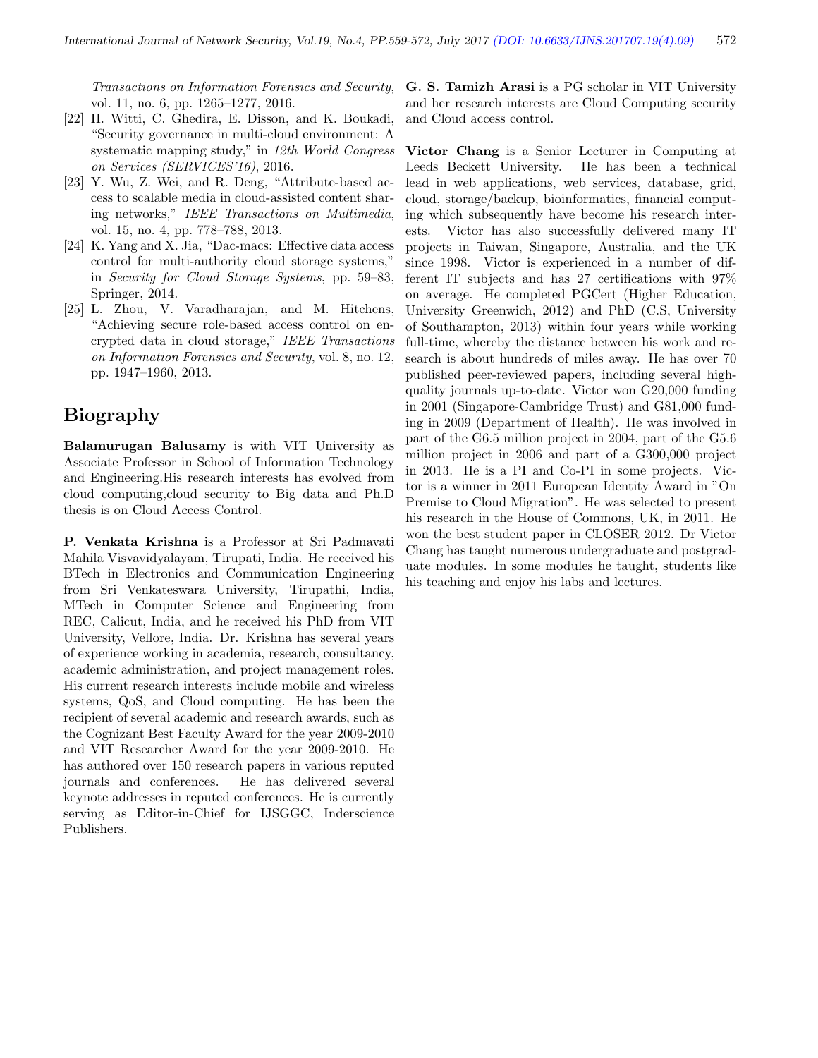*Transactions on Information Forensics and Security*, vol. 11, no. 6, pp. 1265–1277, 2016.

[22] H. Witti, C. Ghedira, E. Disson, and K. Boukadi, "Security governance in multi-cloud environment: A systematic mapping study," in *12th World Congress on Services (SERVICES'16)*, 2016.

[23] Y. Wu, Z. Wei, and R. Deng, "Attribute-based access to scalable media in cloud-assisted content sharing networks," *IEEE Transactions on Multimedia*, vol. 15, no. 4, pp. 778–788, 2013.

[24] K. Yang and X. Jia, "Dac-macs: Effective data access control for multi-authority cloud storage systems," in *Security for Cloud Storage Systems*, pp. 59–83, Springer, 2014.

[25] L. Zhou, V. Varadharajan, and M. Hitchens, "Achieving secure role-based access control on encrypted data in cloud storage," *IEEE Transactions on Information Forensics and Security*, vol. 8, no. 12, pp. 1947–1960, 2013.

# Biography

**Balamurugan Balusamy** is with VIT University as Associate Professor in School of Information Technology and Engineering.His research interests has evolved from cloud computing,cloud security to Big data and Ph.D thesis is on Cloud Access Control.

**P. Venkata Krishna** is a Professor at Sri Padmavati Mahila Visvavidyalayam, Tirupati, India. He received his BTech in Electronics and Communication Engineering from Sri Venkateswara University, Tirupathi, India, MTech in Computer Science and Engineering from REC, Calicut, India, and he received his PhD from VIT University, Vellore, India. Dr. Krishna has several years of experience working in academia, research, consultancy, academic administration, and project management roles. His current research interests include mobile and wireless systems, QoS, and Cloud computing. He has been the recipient of several academic and research awards, such as the Cognizant Best Faculty Award for the year 2009-2010 and VIT Researcher Award for the year 2009-2010. He has authored over 150 research papers in various reputed journals and conferences. He has delivered several keynote addresses in reputed conferences. He is currently serving as Editor-in-Chief for IJSGGC, Inderscience Publishers.

**G. S. Tamizh Arasi** is a PG scholar in VIT University and her research interests are Cloud Computing security and Cloud access control.

**Victor Chang** is a Senior Lecturer in Computing at Leeds Beckett University. He has been a technical lead in web applications, web services, database, grid, cloud, storage/backup, bioinformatics, financial computing which subsequently have become his research interests. Victor has also successfully delivered many IT projects in Taiwan, Singapore, Australia, and the UK since 1998. Victor is experienced in a number of different IT subjects and has 27 certifications with 97% on average. He completed PGCert (Higher Education, University Greenwich, 2012) and PhD (C.S, University of Southampton, 2013) within four years while working full-time, whereby the distance between his work and research is about hundreds of miles away. He has over 70 published peer-reviewed papers, including several high-quality journals up-to-date. Victor won G20,000 funding in 2001 (Singapore-Cambridge Trust) and G81,000 funding in 2009 (Department of Health). He was involved in part of the G6.5 million project in 2004, part of the G5.6 million project in 2006 and part of a G300,000 project in 2013. He is a PI and Co-PI in some projects. Victor is a winner in 2011 European Identity Award in "On Premise to Cloud Migration". He was selected to present his research in the House of Commons, UK, in 2011. He won the best student paper in CLOSER 2012. Dr Victor Chang has taught numerous undergraduate and postgraduate modules. In some modules he taught, students like his teaching and enjoy his labs and lectures.